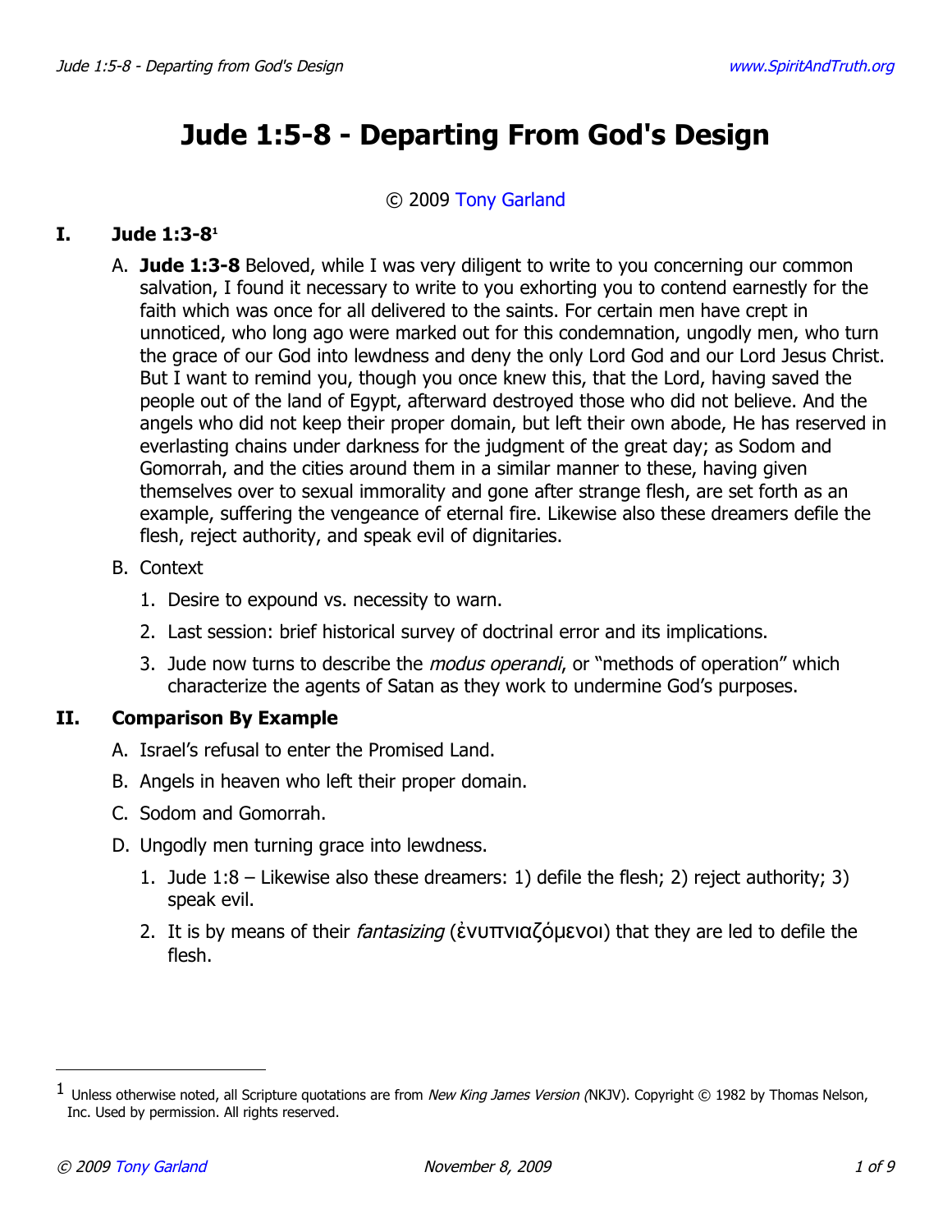# Jude 1:5-8 - Departing From God's Design

© 2009 Tony Garland

## I. Jude 1:3-8[1]

A. **Jude 1:3-8** Beloved, while I was very diligent to write to you concerning our common salvation, I found it necessary to write to you exhorting you to contend earnestly for the faith which was once for all delivered to the saints. For certain men have crept in unnoticed, who long ago were marked out for this condemnation, ungodly men, who turn the grace of our God into lewdness and deny the only Lord God and our Lord Jesus Christ. But I want to remind you, though you once knew this, that the Lord, having saved the people out of the land of Egypt, afterward destroyed those who did not believe. And the angels who did not keep their proper domain, but left their own abode, He has reserved in everlasting chains under darkness for the judgment of the great day; as Sodom and Gomorrah, and the cities around them in a similar manner to these, having given themselves over to sexual immorality and gone after strange flesh, are set forth as an example, suffering the vengeance of eternal fire. Likewise also these dreamers defile the flesh, reject authority, and speak evil of dignitaries.

B. Context

1. Desire to expound vs. necessity to warn.
2. Last session: brief historical survey of doctrinal error and its implications.
3. Jude now turns to describe the *modus operandi*, or "methods of operation" which characterize the agents of Satan as they work to undermine God's purposes.

## II. Comparison By Example

A. Israel's refusal to enter the Promised Land.

B. Angels in heaven who left their proper domain.

C. Sodom and Gomorrah.

D. Ungodly men turning grace into lewdness.

1. Jude 1:8 – Likewise also these dreamers: 1) defile the flesh; 2) reject authority; 3) speak evil.
2. It is by means of their *fantasizing* (ἐνυπνιαζόμενοι) that they are led to defile the flesh.

---

[1] Unless otherwise noted, all Scripture quotations are from *New King James Version (*NKJV). Copyright © 1982 by Thomas Nelson, Inc. Used by permission. All rights reserved.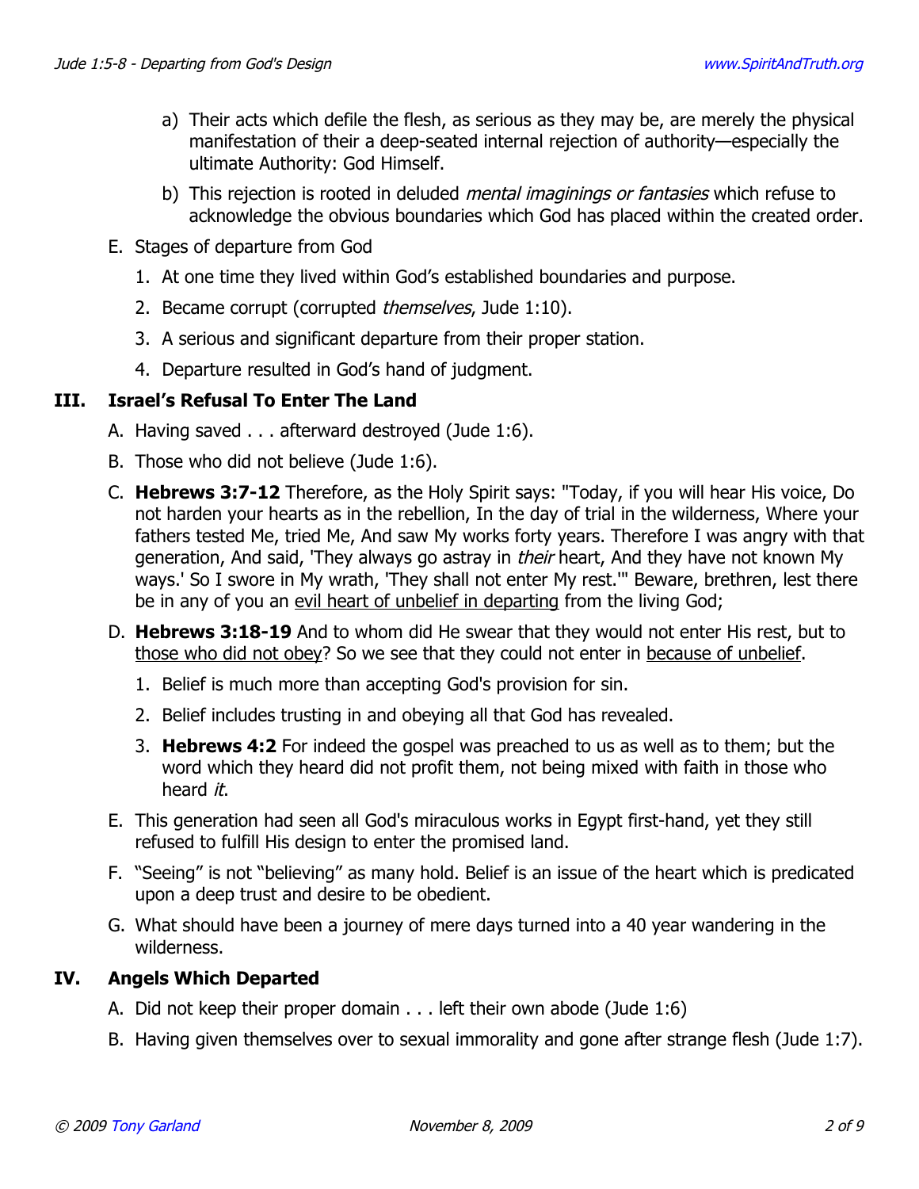a) Their acts which defile the flesh, as serious as they may be, are merely the physical manifestation of their a deep-seated internal rejection of authority—especially the ultimate Authority: God Himself.

b) This rejection is rooted in deluded *mental imaginings or fantasies* which refuse to acknowledge the obvious boundaries which God has placed within the created order.

E. Stages of departure from God

1. At one time they lived within God's established boundaries and purpose.
2. Became corrupt (corrupted *themselves*, Jude 1:10).
3. A serious and significant departure from their proper station.
4. Departure resulted in God's hand of judgment.

## III. Israel's Refusal To Enter The Land

A. Having saved . . . afterward destroyed (Jude 1:6).

B. Those who did not believe (Jude 1:6).

C. **Hebrews 3:7-12** Therefore, as the Holy Spirit says: "Today, if you will hear His voice, Do not harden your hearts as in the rebellion, In the day of trial in the wilderness, Where your fathers tested Me, tried Me, And saw My works forty years. Therefore I was angry with that generation, And said, 'They always go astray in *their* heart, And they have not known My ways.' So I swore in My wrath, 'They shall not enter My rest.'" Beware, brethren, lest there be in any of you an <u>evil heart of unbelief in departing</u> from the living God;

D. **Hebrews 3:18-19** And to whom did He swear that they would not enter His rest, but to <u>those who did not obey</u>? So we see that they could not enter in <u>because of unbelief</u>.

1. Belief is much more than accepting God's provision for sin.
2. Belief includes trusting in and obeying all that God has revealed.
3. **Hebrews 4:2** For indeed the gospel was preached to us as well as to them; but the word which they heard did not profit them, not being mixed with faith in those who heard *it*.

E. This generation had seen all God's miraculous works in Egypt first-hand, yet they still refused to fulfill His design to enter the promised land.

F. "Seeing" is not "believing" as many hold. Belief is an issue of the heart which is predicated upon a deep trust and desire to be obedient.

G. What should have been a journey of mere days turned into a 40 year wandering in the wilderness.

## IV. Angels Which Departed

A. Did not keep their proper domain . . . left their own abode (Jude 1:6)

B. Having given themselves over to sexual immorality and gone after strange flesh (Jude 1:7).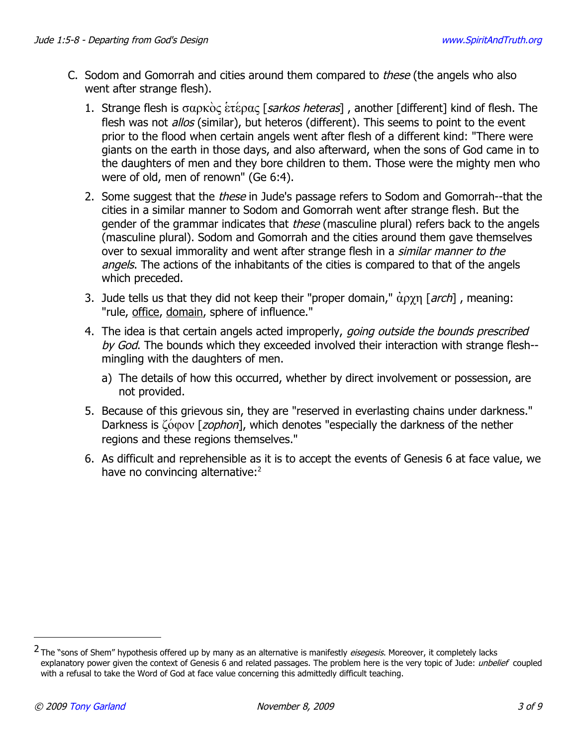C. Sodom and Gomorrah and cities around them compared to *these* (the angels who also went after strange flesh).

1. Strange flesh is σαρκὸς ἑτέρας [*sarkos heteras*] , another [different] kind of flesh. The flesh was not *allos* (similar), but heteros (different). This seems to point to the event prior to the flood when certain angels went after flesh of a different kind: "There were giants on the earth in those days, and also afterward, when the sons of God came in to the daughters of men and they bore children to them. Those were the mighty men who were of old, men of renown" (Ge 6:4).

2. Some suggest that the *these* in Jude's passage refers to Sodom and Gomorrah--that the cities in a similar manner to Sodom and Gomorrah went after strange flesh. But the gender of the grammar indicates that *these* (masculine plural) refers back to the angels (masculine plural). Sodom and Gomorrah and the cities around them gave themselves over to sexual immorality and went after strange flesh in a *similar manner to the angels*. The actions of the inhabitants of the cities is compared to that of the angels which preceded.

3. Jude tells us that they did not keep their "proper domain," ἀρχη [*arch*] , meaning: "rule, office, domain, sphere of influence."

4. The idea is that certain angels acted improperly, *going outside the bounds prescribed by God*. The bounds which they exceeded involved their interaction with strange flesh--mingling with the daughters of men.

   a) The details of how this occurred, whether by direct involvement or possession, are not provided.

5. Because of this grievous sin, they are "reserved in everlasting chains under darkness." Darkness is ζόφον [*zophon*], which denotes "especially the darkness of the nether regions and these regions themselves."

6. As difficult and reprehensible as it is to accept the events of Genesis 6 at face value, we have no convincing alternative:[2]

---

[2] The "sons of Shem" hypothesis offered up by many as an alternative is manifestly *eisegesis*. Moreover, it completely lacks explanatory power given the context of Genesis 6 and related passages. The problem here is the very topic of Jude: *unbelief* coupled with a refusal to take the Word of God at face value concerning this admittedly difficult teaching.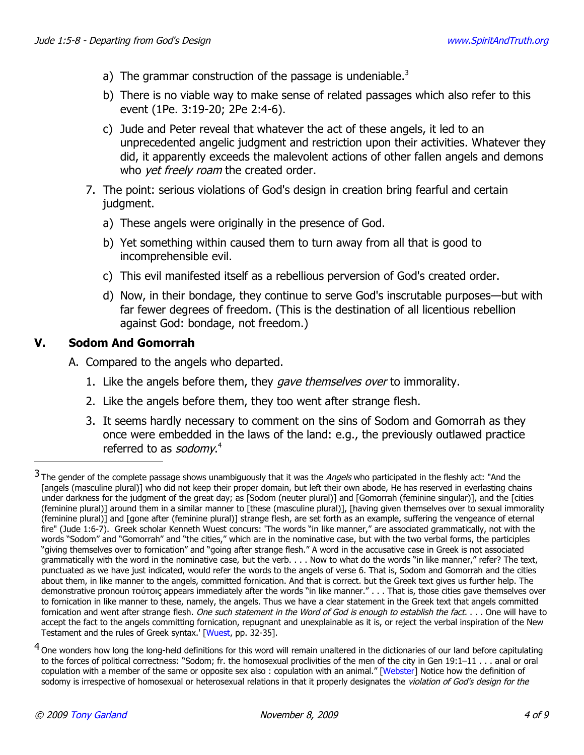a) The grammar construction of the passage is undeniable.[3]

b) There is no viable way to make sense of related passages which also refer to this event (1Pe. 3:19-20; 2Pe 2:4-6).

c) Jude and Peter reveal that whatever the act of these angels, it led to an unprecedented angelic judgment and restriction upon their activities. Whatever they did, it apparently exceeds the malevolent actions of other fallen angels and demons who *yet freely roam* the created order.

7. The point: serious violations of God's design in creation bring fearful and certain judgment.

   a) These angels were originally in the presence of God.

   b) Yet something within caused them to turn away from all that is good to incomprehensible evil.

   c) This evil manifested itself as a rebellious perversion of God's created order.

   d) Now, in their bondage, they continue to serve God's inscrutable purposes—but with far fewer degrees of freedom. (This is the destination of all licentious rebellion against God: bondage, not freedom.)

## V. Sodom And Gomorrah

A. Compared to the angels who departed.

1. Like the angels before them, they *gave themselves over* to immorality.
2. Like the angels before them, they too went after strange flesh.
3. It seems hardly necessary to comment on the sins of Sodom and Gomorrah as they once were embedded in the laws of the land: e.g., the previously outlawed practice referred to as *sodomy*.[4]

---

[3] The gender of the complete passage shows unambiguously that it was the *Angels* who participated in the fleshly act: "And the [angels (masculine plural)] who did not keep their proper domain, but left their own abode, He has reserved in everlasting chains under darkness for the judgment of the great day; as [Sodom (neuter plural)] and [Gomorrah (feminine singular)], and the [cities (feminine plural)] around them in a similar manner to [these (masculine plural)], [having given themselves over to sexual immorality (feminine plural)] and [gone after (feminine plural)] strange flesh, are set forth as an example, suffering the vengeance of eternal fire" (Jude 1:6-7). Greek scholar Kenneth Wuest concurs: 'The words "in like manner," are associated grammatically, not with the words "Sodom" and "Gomorrah" and "the cities," which are in the nominative case, but with the two verbal forms, the participles "giving themselves over to fornication" and "going after strange flesh." A word in the accusative case in Greek is not associated grammatically with the word in the nominative case, but the verb. . . . Now to what do the words "in like manner," refer? The text, punctuated as we have just indicated, would refer the words to the angels of verse 6. That is, Sodom and Gomorrah and the cities about them, in like manner to the angels, committed fornication. And that is correct. but the Greek text gives us further help. The demonstrative pronoun τούτοις appears immediately after the words "in like manner." . . . That is, those cities gave themselves over to fornication in like manner to these, namely, the angels. Thus we have a clear statement in the Greek text that angels committed fornication and went after strange flesh. *One such statement in the Word of God is enough to establish the fact.* . . . One will have to accept the fact to the angels committing fornication, repugnant and unexplainable as it is, or reject the verbal inspiration of the New Testament and the rules of Greek syntax.' [Wuest, pp. 32-35].

[4] One wonders how long the long-held definitions for this word will remain unaltered in the dictionaries of our land before capitulating to the forces of political correctness: "Sodom; fr. the homosexual proclivities of the men of the city in Gen 19:1–11 . . . anal or oral copulation with a member of the same or opposite sex also : copulation with an animal." [Webster] Notice how the definition of sodomy is irrespective of homosexual or heterosexual relations in that it properly designates the *violation of God's design for the*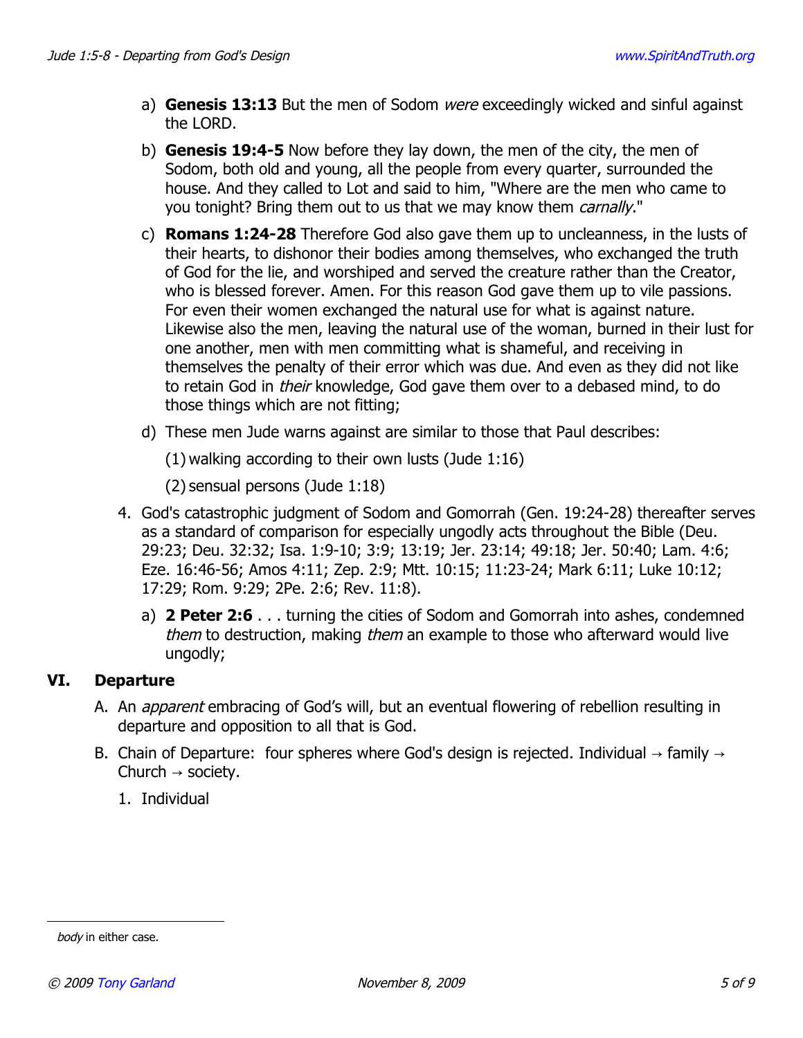a) **Genesis 13:13** But the men of Sodom *were* exceedingly wicked and sinful against the LORD.

b) **Genesis 19:4-5** Now before they lay down, the men of the city, the men of Sodom, both old and young, all the people from every quarter, surrounded the house. And they called to Lot and said to him, "Where are the men who came to you tonight? Bring them out to us that we may know them *carnally*."

c) **Romans 1:24-28** Therefore God also gave them up to uncleanness, in the lusts of their hearts, to dishonor their bodies among themselves, who exchanged the truth of God for the lie, and worshiped and served the creature rather than the Creator, who is blessed forever. Amen. For this reason God gave them up to vile passions. For even their women exchanged the natural use for what is against nature. Likewise also the men, leaving the natural use of the woman, burned in their lust for one another, men with men committing what is shameful, and receiving in themselves the penalty of their error which was due. And even as they did not like to retain God in *their* knowledge, God gave them over to a debased mind, to do those things which are not fitting;

d) These men Jude warns against are similar to those that Paul describes:

(1) walking according to their own lusts (Jude 1:16)

(2) sensual persons (Jude 1:18)

4. God's catastrophic judgment of Sodom and Gomorrah (Gen. 19:24-28) thereafter serves as a standard of comparison for especially ungodly acts throughout the Bible (Deu. 29:23; Deu. 32:32; Isa. 1:9-10; 3:9; 13:19; Jer. 23:14; 49:18; Jer. 50:40; Lam. 4:6; Eze. 16:46-56; Amos 4:11; Zep. 2:9; Mtt. 10:15; 11:23-24; Mark 6:11; Luke 10:12; 17:29; Rom. 9:29; 2Pe. 2:6; Rev. 11:8).

a) **2 Peter 2:6** . . . turning the cities of Sodom and Gomorrah into ashes, condemned *them* to destruction, making *them* an example to those who afterward would live ungodly;

## VI. Departure

A. An *apparent* embracing of God's will, but an eventual flowering of rebellion resulting in departure and opposition to all that is God.

B. Chain of Departure: four spheres where God's design is rejected. Individual → family → Church → society.

1. Individual

---

*body* in either case.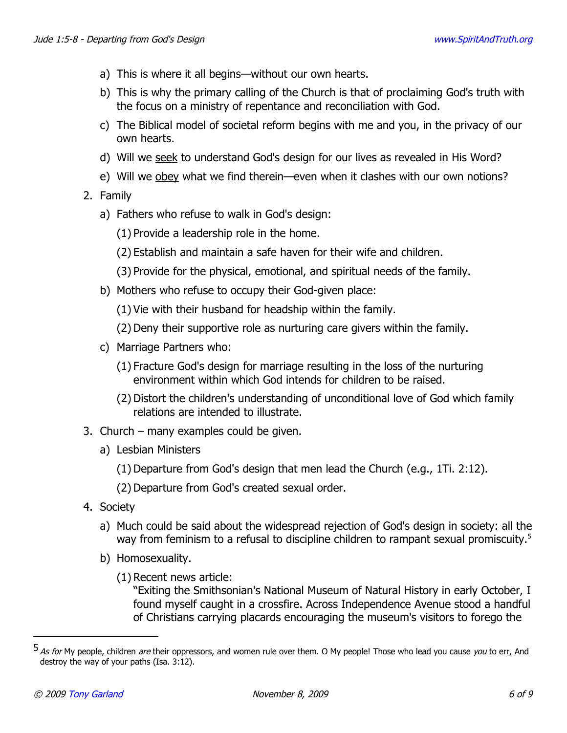a) This is where it all begins—without our own hearts.

b) This is why the primary calling of the Church is that of proclaiming God's truth with the focus on a ministry of repentance and reconciliation with God.

c) The Biblical model of societal reform begins with me and you, in the privacy of our own hearts.

d) Will we <u>seek</u> to understand God's design for our lives as revealed in His Word?

e) Will we <u>obey</u> what we find therein—even when it clashes with our own notions?

2. Family

   a) Fathers who refuse to walk in God's design:

      (1) Provide a leadership role in the home.

      (2) Establish and maintain a safe haven for their wife and children.

      (3) Provide for the physical, emotional, and spiritual needs of the family.

   b) Mothers who refuse to occupy their God-given place:

      (1) Vie with their husband for headship within the family.

      (2) Deny their supportive role as nurturing care givers within the family.

   c) Marriage Partners who:

      (1) Fracture God's design for marriage resulting in the loss of the nurturing environment within which God intends for children to be raised.

      (2) Distort the children's understanding of unconditional love of God which family relations are intended to illustrate.

3. Church – many examples could be given.

   a) Lesbian Ministers

      (1) Departure from God's design that men lead the Church (e.g., 1Ti. 2:12).

      (2) Departure from God's created sexual order.

4. Society

   a) Much could be said about the widespread rejection of God's design in society: all the way from feminism to a refusal to discipline children to rampant sexual promiscuity.[5]

   b) Homosexuality.

      (1) Recent news article:
      "Exiting the Smithsonian's National Museum of Natural History in early October, I found myself caught in a crossfire. Across Independence Avenue stood a handful of Christians carrying placards encouraging the museum's visitors to forego the

---

[5] *As for* My people, children *are* their oppressors, and women rule over them. O My people! Those who lead you cause *you* to err, And destroy the way of your paths (Isa. 3:12).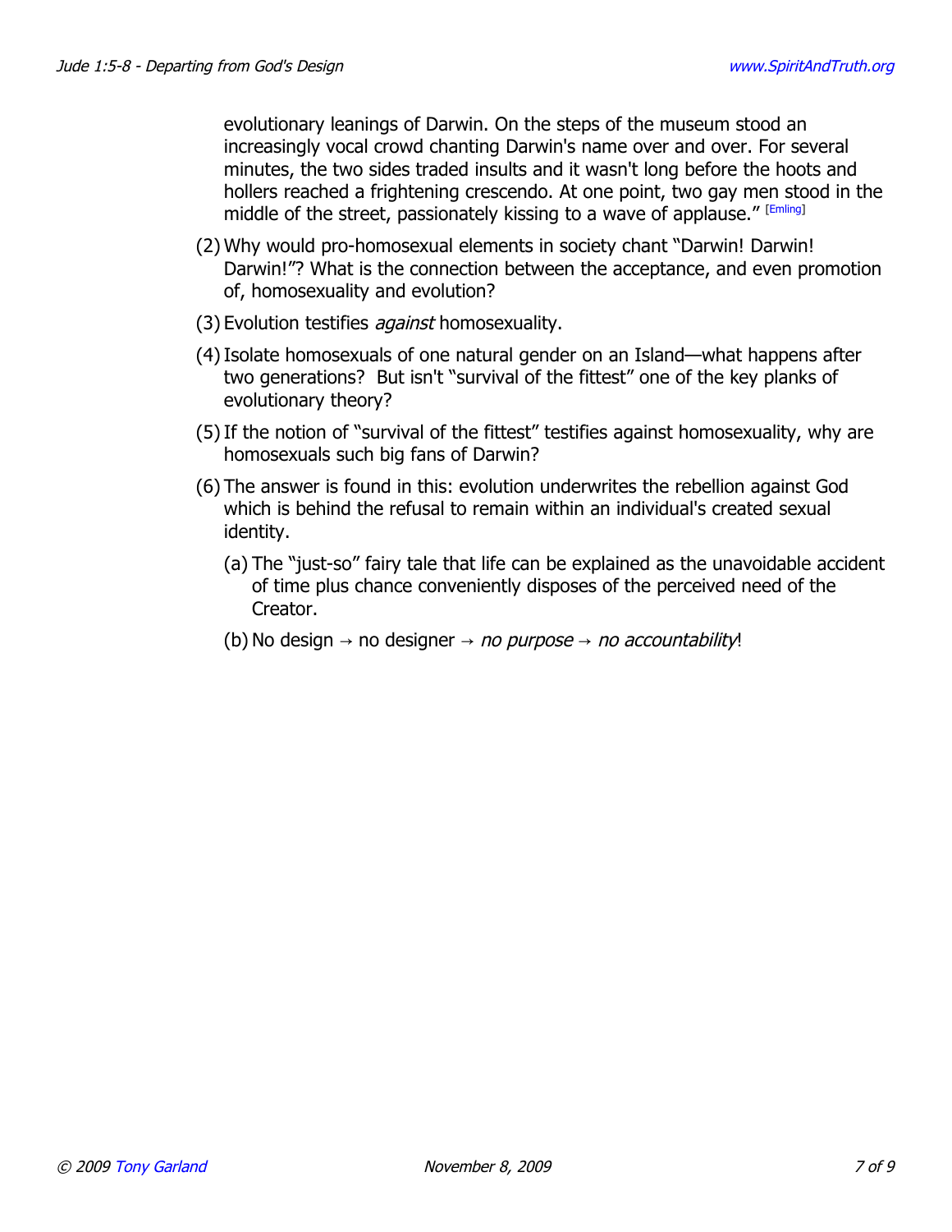evolutionary leanings of Darwin. On the steps of the museum stood an increasingly vocal crowd chanting Darwin's name over and over. For several minutes, the two sides traded insults and it wasn't long before the hoots and hollers reached a frightening crescendo. At one point, two gay men stood in the middle of the street, passionately kissing to a wave of applause." [Emling]

(2) Why would pro-homosexual elements in society chant "Darwin! Darwin! Darwin!"? What is the connection between the acceptance, and even promotion of, homosexuality and evolution?

(3) Evolution testifies *against* homosexuality.

(4) Isolate homosexuals of one natural gender on an Island—what happens after two generations? But isn't "survival of the fittest" one of the key planks of evolutionary theory?

(5) If the notion of "survival of the fittest" testifies against homosexuality, why are homosexuals such big fans of Darwin?

(6) The answer is found in this: evolution underwrites the rebellion against God which is behind the refusal to remain within an individual's created sexual identity.

   (a) The "just-so" fairy tale that life can be explained as the unavoidable accident of time plus chance conveniently disposes of the perceived need of the Creator.

   (b) No design → no designer → *no purpose* → *no accountability*!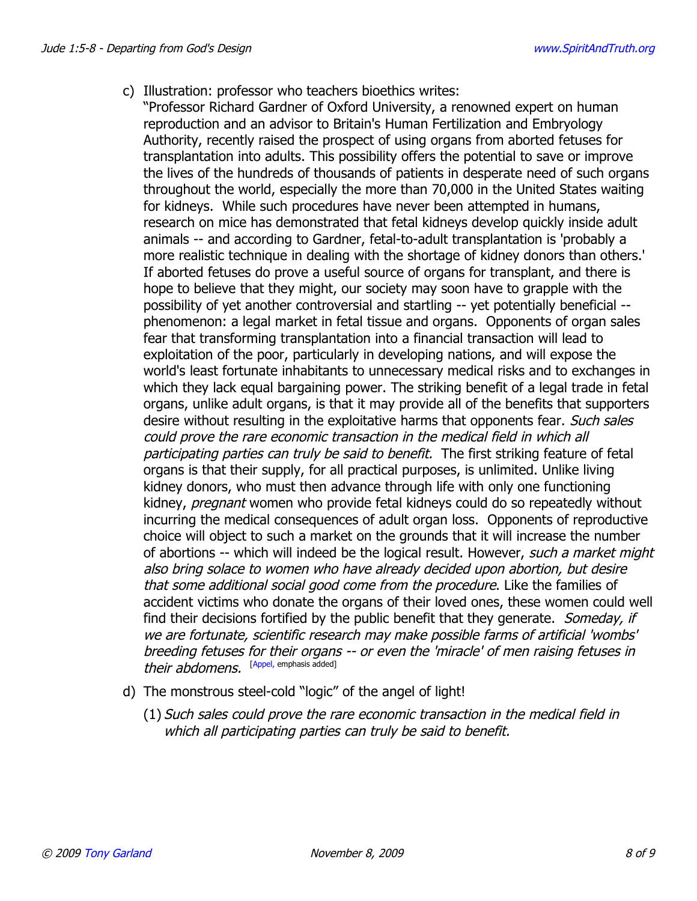c) Illustration: professor who teachers bioethics writes:
"Professor Richard Gardner of Oxford University, a renowned expert on human reproduction and an advisor to Britain's Human Fertilization and Embryology Authority, recently raised the prospect of using organs from aborted fetuses for transplantation into adults. This possibility offers the potential to save or improve the lives of the hundreds of thousands of patients in desperate need of such organs throughout the world, especially the more than 70,000 in the United States waiting for kidneys. While such procedures have never been attempted in humans, research on mice has demonstrated that fetal kidneys develop quickly inside adult animals -- and according to Gardner, fetal-to-adult transplantation is 'probably a more realistic technique in dealing with the shortage of kidney donors than others.' If aborted fetuses do prove a useful source of organs for transplant, and there is hope to believe that they might, our society may soon have to grapple with the possibility of yet another controversial and startling -- yet potentially beneficial -- phenomenon: a legal market in fetal tissue and organs. Opponents of organ sales fear that transforming transplantation into a financial transaction will lead to exploitation of the poor, particularly in developing nations, and will expose the world's least fortunate inhabitants to unnecessary medical risks and to exchanges in which they lack equal bargaining power. The striking benefit of a legal trade in fetal organs, unlike adult organs, is that it may provide all of the benefits that supporters desire without resulting in the exploitative harms that opponents fear. *Such sales could prove the rare economic transaction in the medical field in which all participating parties can truly be said to benefit.* The first striking feature of fetal organs is that their supply, for all practical purposes, is unlimited. Unlike living kidney donors, who must then advance through life with only one functioning kidney, *pregnant* women who provide fetal kidneys could do so repeatedly without incurring the medical consequences of adult organ loss. Opponents of reproductive choice will object to such a market on the grounds that it will increase the number of abortions -- which will indeed be the logical result. However, *such a market might also bring solace to women who have already decided upon abortion, but desire that some additional social good come from the procedure*. Like the families of accident victims who donate the organs of their loved ones, these women could well find their decisions fortified by the public benefit that they generate. *Someday, if we are fortunate, scientific research may make possible farms of artificial 'wombs' breeding fetuses for their organs -- or even the 'miracle' of men raising fetuses in their abdomens.* [Appel, emphasis added]

d) The monstrous steel-cold "logic" of the angel of light!

(1) *Such sales could prove the rare economic transaction in the medical field in which all participating parties can truly be said to benefit.*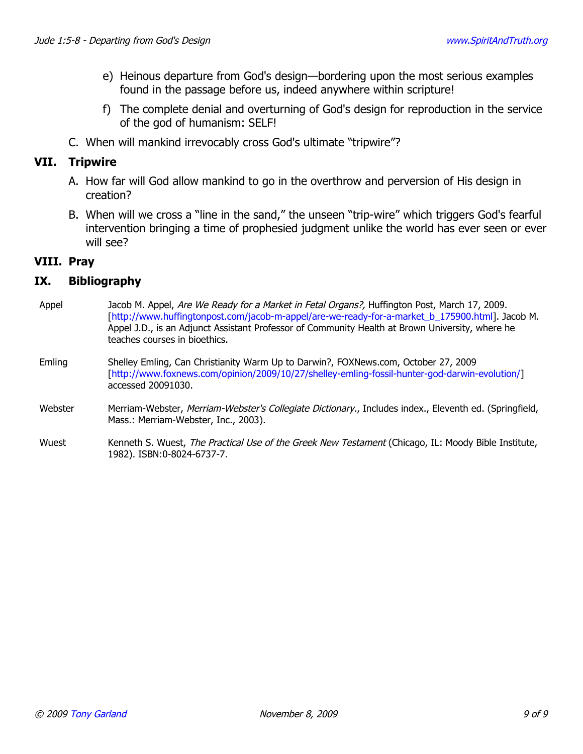e) Heinous departure from God's design—bordering upon the most serious examples found in the passage before us, indeed anywhere within scripture!

f) The complete denial and overturning of God's design for reproduction in the service of the god of humanism: SELF!

C. When will mankind irrevocably cross God's ultimate "tripwire"?

## VII. Tripwire

A. How far will God allow mankind to go in the overthrow and perversion of His design in creation?

B. When will we cross a "line in the sand," the unseen "trip-wire" which triggers God's fearful intervention bringing a time of prophesied judgment unlike the world has ever seen or ever will see?

## VIII. Pray

## IX. Bibliography

| | |
|---|---|
| Appel | Jacob M. Appel, *Are We Ready for a Market in Fetal Organs?,* Huffington Post, March 17, 2009. [http://www.huffingtonpost.com/jacob-m-appel/are-we-ready-for-a-market_b_175900.html]. Jacob M. Appel J.D., is an Adjunct Assistant Professor of Community Health at Brown University, where he teaches courses in bioethics. |
| Emling | Shelley Emling, Can Christianity Warm Up to Darwin?, FOXNews.com, October 27, 2009 [http://www.foxnews.com/opinion/2009/10/27/shelley-emling-fossil-hunter-god-darwin-evolution/] accessed 20091030. |
| Webster | Merriam-Webster, *Merriam-Webster's Collegiate Dictionary.*, Includes index., Eleventh ed. (Springfield, Mass.: Merriam-Webster, Inc., 2003). |
| Wuest | Kenneth S. Wuest, *The Practical Use of the Greek New Testament* (Chicago, IL: Moody Bible Institute, 1982). ISBN:0-8024-6737-7. |